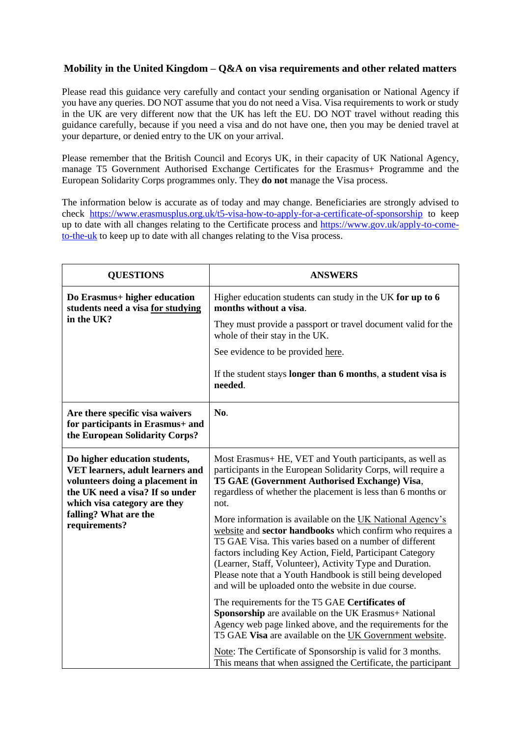# Mobility in the United Kingdom – Q&A on visa requirements and other related matters

Please read this guidance very carefully and contact your sending organisation or National Agency if you have any queries. DO NOT assume that you do not need a Visa. Visa requirements to work or study in the UK are very different now that the UK has left the EU. DO NOT travel without reading this guidance carefully, because if you need a visa and do not have one, then you may be denied travel at your departure, or denied entry to the UK on your arrival.

Please remember that the British Council and Ecorys UK, in their capacity of UK National Agency, manage T5 Government Authorised Exchange Certificates for the Erasmus+ Programme and the European Solidarity Corps programmes only. They **do not** manage the Visa process.

The information below is accurate as of today and may change. Beneficiaries are strongly advised to check https://www.erasmusplus.org.uk/t5-visa-how-to-apply-for-a-certificate-of-sponsorship to keep up to date with all changes relating to the Certificate process and https://www.gov.uk/apply-to-come-to-the-uk to keep up to date with all changes relating to the Visa process.

| QUESTIONS | ANSWERS |
|---|---|
| **Do Erasmus+ higher education students need a visa for studying in the UK?** | Higher education students can study in the UK **for up to 6 months without a visa**.<br><br>They must provide a passport or travel document valid for the whole of their stay in the UK.<br><br>See evidence to be provided here.<br><br>If the student stays **longer than 6 months**, **a student visa is needed**. |
| **Are there specific visa waivers for participants in Erasmus+ and the European Solidarity Corps?** | **No**. |
| **Do higher education students, VET learners, adult learners and volunteers doing a placement in the UK need a visa? If so under which visa category are they falling? What are the requirements?** | Most Erasmus+ HE, VET and Youth participants, as well as participants in the European Solidarity Corps, will require a **T5 GAE (Government Authorised Exchange) Visa**, regardless of whether the placement is less than 6 months or not.<br><br>More information is available on the UK National Agency's website and **sector handbooks** which confirm who requires a T5 GAE Visa. This varies based on a number of different factors including Key Action, Field, Participant Category (Learner, Staff, Volunteer), Activity Type and Duration. Please note that a Youth Handbook is still being developed and will be uploaded onto the website in due course.<br><br>The requirements for the T5 GAE **Certificates of Sponsorship** are available on the UK Erasmus+ National Agency web page linked above, and the requirements for the T5 GAE **Visa** are available on the UK Government website.<br><br>Note: The Certificate of Sponsorship is valid for 3 months. This means that when assigned the Certificate, the participant |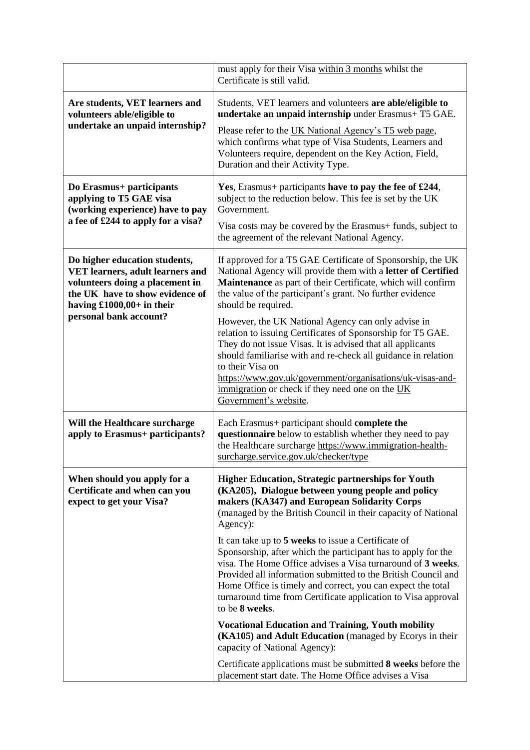| | |
|---|---|
| | must apply for their Visa within 3 months whilst the Certificate is still valid. |
| **Are students, VET learners and volunteers able/eligible to undertake an unpaid internship?** | Students, VET learners and volunteers **are able/eligible to undertake an unpaid internship** under Erasmus+ T5 GAE.<br><br>Please refer to the UK National Agency's T5 web page, which confirms what type of Visa Students, Learners and Volunteers require, dependent on the Key Action, Field, Duration and their Activity Type. |
| **Do Erasmus+ participants applying to T5 GAE visa (working experience) have to pay a fee of £244 to apply for a visa?** | **Yes**, Erasmus+ participants **have to pay the fee of £244**, subject to the reduction below. This fee is set by the UK Government.<br><br>Visa costs may be covered by the Erasmus+ funds, subject to the agreement of the relevant National Agency. |
| **Do higher education students, VET learners, adult learners and volunteers doing a placement in the UK have to show evidence of having £1000,00+ in their personal bank account?** | If approved for a T5 GAE Certificate of Sponsorship, the UK National Agency will provide them with a **letter of Certified Maintenance** as part of their Certificate, which will confirm the value of the participant's grant. No further evidence should be required.<br><br>However, the UK National Agency can only advise in relation to issuing Certificates of Sponsorship for T5 GAE. They do not issue Visas. It is advised that all applicants should familiarise with and re-check all guidance in relation to their Visa on https://www.gov.uk/government/organisations/uk-visas-and-immigration or check if they need one on the UK Government's website. |
| **Will the Healthcare surcharge apply to Erasmus+ participants?** | Each Erasmus+ participant should **complete the questionnaire** below to establish whether they need to pay the Healthcare surcharge https://www.immigration-health-surcharge.service.gov.uk/checker/type |
| **When should you apply for a Certificate and when can you expect to get your Visa?** | **Higher Education, Strategic partnerships for Youth (KA205), Dialogue between young people and policy makers (KA347) and European Solidarity Corps** (managed by the British Council in their capacity of National Agency):<br><br>It can take up to **5 weeks** to issue a Certificate of Sponsorship, after which the participant has to apply for the visa. The Home Office advises a Visa turnaround of **3 weeks**. Provided all information submitted to the British Council and Home Office is timely and correct, you can expect the total turnaround time from Certificate application to Visa approval to be **8 weeks**.<br><br>**Vocational Education and Training, Youth mobility (KA105) and Adult Education** (managed by Ecorys in their capacity of National Agency):<br><br>Certificate applications must be submitted **8 weeks** before the placement start date. The Home Office advises a Visa |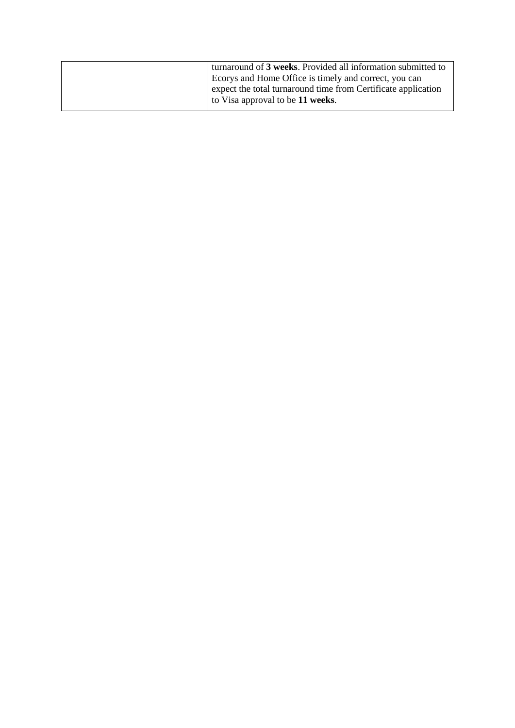| | |
|---|---|
| | turnaround of **3 weeks**. Provided all information submitted to Ecorys and Home Office is timely and correct, you can expect the total turnaround time from Certificate application to Visa approval to be **11 weeks**. |